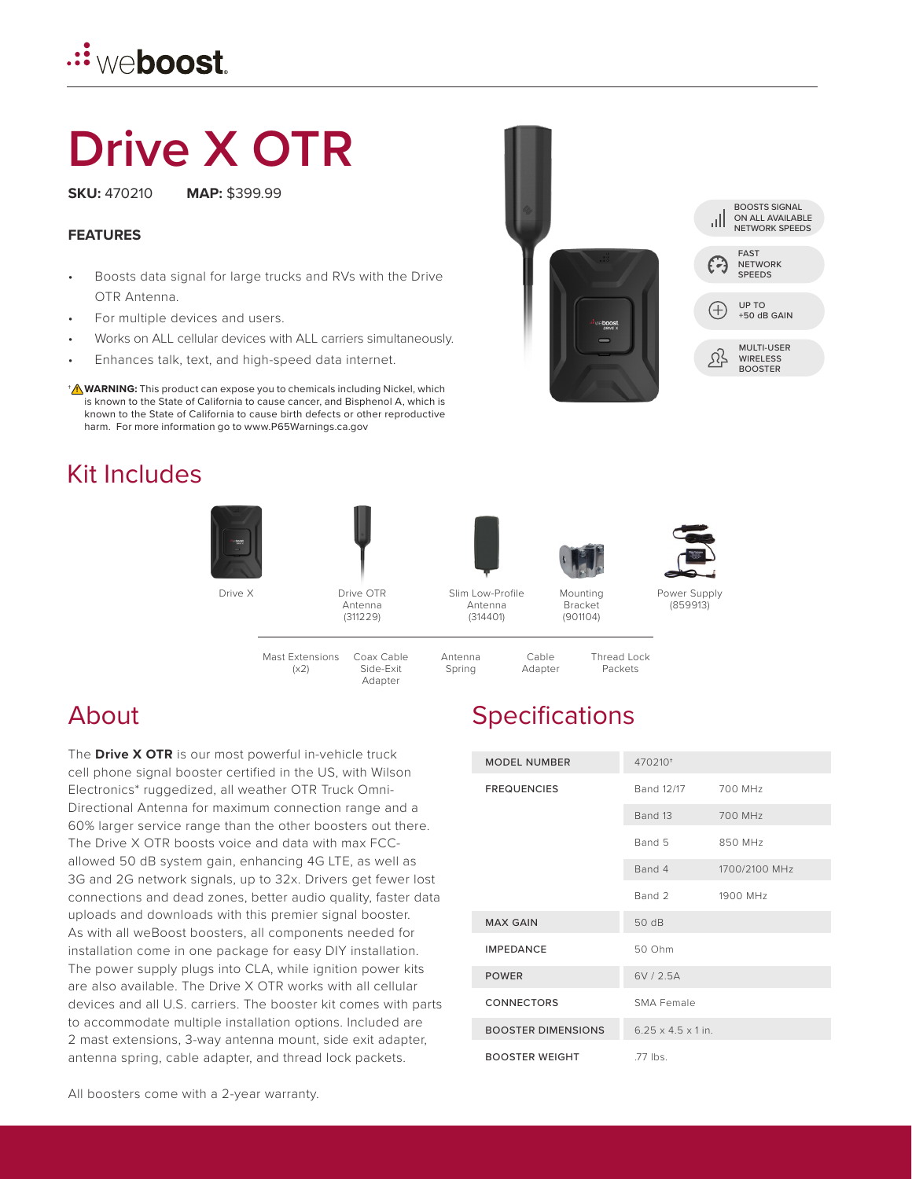# Drive X OTR

**SKU:** 470210 **MAP:** $399.99

### FEATURES

- Boosts data signal for large trucks and RVs with the Drive OTR Antenna.
- For multiple devices and users.
- Works on ALL cellular devices with ALL carriers simultaneously.
- Enhances talk, text, and high-speed data internet.

†⚠ **WARNING:** This product can expose you to chemicals including Nickel, which is known to the State of California to cause cancer, and Bisphenol A, which is known to the State of California to cause birth defects or other reproductive harm. For more information go to www.P65Warnings.ca.gov

BOOSTS SIGNAL ON ALL AVAILABLE NETWORK SPEEDS

FAST NETWORK SPEEDS

UP TO +50 dB GAIN

MULTI-USER WIRELESS BOOSTER

## Kit Includes

- Drive X
- Drive OTR Antenna (311229)
- Slim Low-Profile Antenna (314401)
- Mounting Bracket (901104)
- Power Supply (859913)
- Mast Extensions (x2)
- Coax Cable Side-Exit Adapter
- Antenna Spring
- Cable Adapter
- Thread Lock Packets

## About

The **Drive X OTR** is our most powerful in-vehicle truck cell phone signal booster certified in the US, with Wilson Electronics* ruggedized, all weather OTR Truck Omni-Directional Antenna for maximum connection range and a 60% larger service range than the other boosters out there. The Drive X OTR boosts voice and data with max FCC-allowed 50 dB system gain, enhancing 4G LTE, as well as 3G and 2G network signals, up to 32x. Drivers get fewer lost connections and dead zones, better audio quality, faster data uploads and downloads with this premier signal booster. As with all weBoost boosters, all components needed for installation come in one package for easy DIY installation. The power supply plugs into CLA, while ignition power kits are also available. The Drive X OTR works with all cellular devices and all U.S. carriers. The booster kit comes with parts to accommodate multiple installation options. Included are 2 mast extensions, 3-way antenna mount, side exit adapter, antenna spring, cable adapter, and thread lock packets.

All boosters come with a 2-year warranty.

## Specifications

| | | |
|---|---|---|
| MODEL NUMBER | 470210† | |
| FREQUENCIES | Band 12/17 | 700 MHz |
| | Band 13 | 700 MHz |
| | Band 5 | 850 MHz |
| | Band 4 | 1700/2100 MHz |
| | Band 2 | 1900 MHz |
| MAX GAIN | 50 dB | |
| IMPEDANCE | 50 Ohm | |
| POWER | 6V / 2.5A | |
| CONNECTORS | SMA Female | |
| BOOSTER DIMENSIONS | 6.25 x 4.5 x 1 in. | |
| BOOSTER WEIGHT | .77 lbs. | |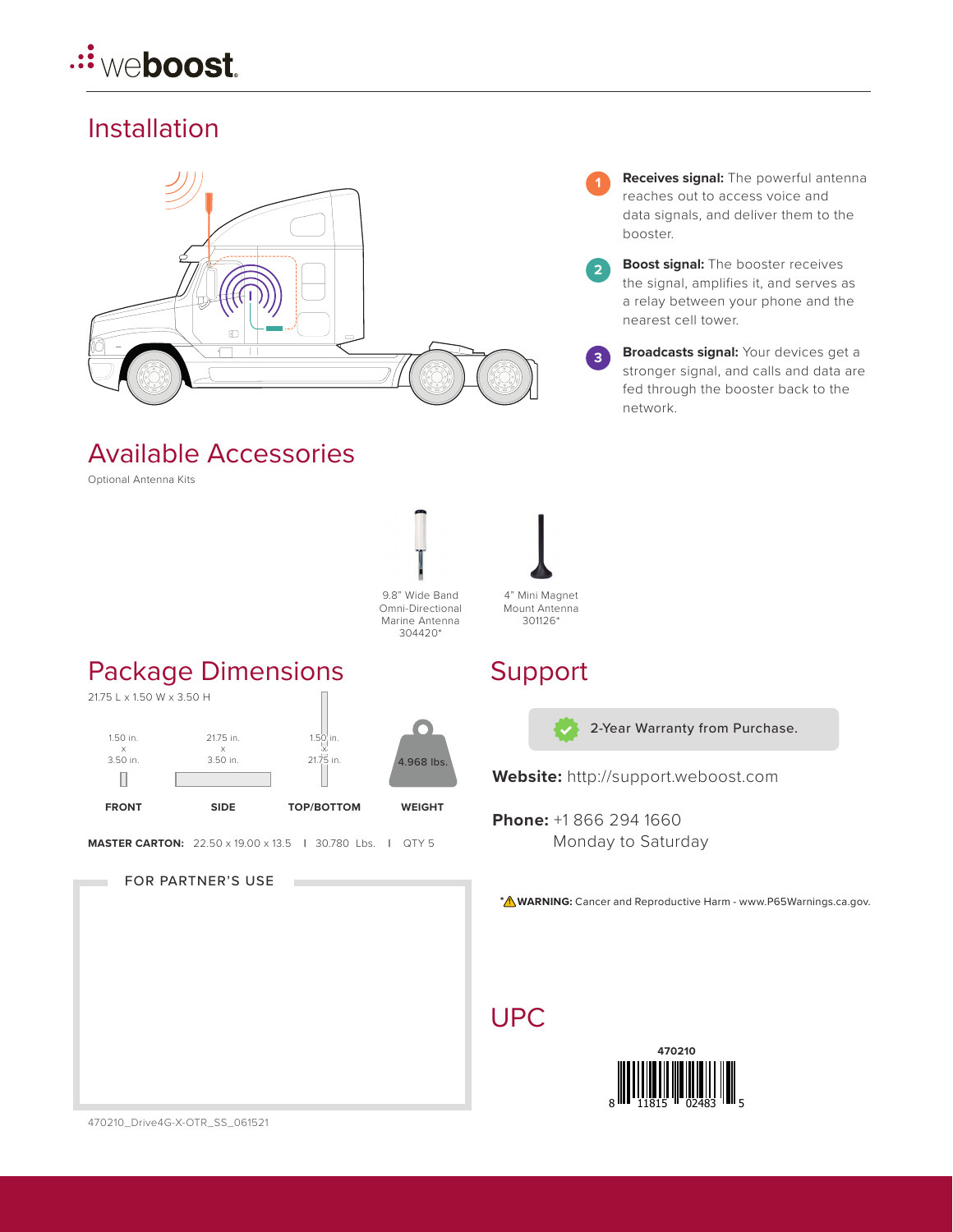## Installation

1. **Receives signal:** The powerful antenna reaches out to access voice and data signals, and deliver them to the booster.
2. **Boost signal:** The booster receives the signal, amplifies it, and serves as a relay between your phone and the nearest cell tower.
3. **Broadcasts signal:** Your devices get a stronger signal, and calls and data are fed through the booster back to the network.

## Available Accessories

Optional Antenna Kits

9.8" Wide Band Omni-Directional Marine Antenna 304420*

4" Mini Magnet Mount Antenna 301126*

## Package Dimensions

21.75 L x 1.50 W x 3.50 H

FRONT
1.50 in. x 3.50 in.

SIDE
21.75 in. x 3.50 in.

TOP/BOTTOM
1.50 in. x 21.75 in.

WEIGHT
4.968 lbs.

**MASTER CARTON:** 22.50 x 19.00 x 13.5 | 30.780 Lbs. | QTY 5

FOR PARTNER'S USE

## Support

2-Year Warranty from Purchase.

**Website:** http://support.weboost.com

**Phone:** +1 866 294 1660
Monday to Saturday

*⚠ **WARNING:** Cancer and Reproductive Harm - www.P65Warnings.ca.gov.

## UPC

470210

8 11815 02483 5

470210_Drive4G-X-OTR_SS_061521